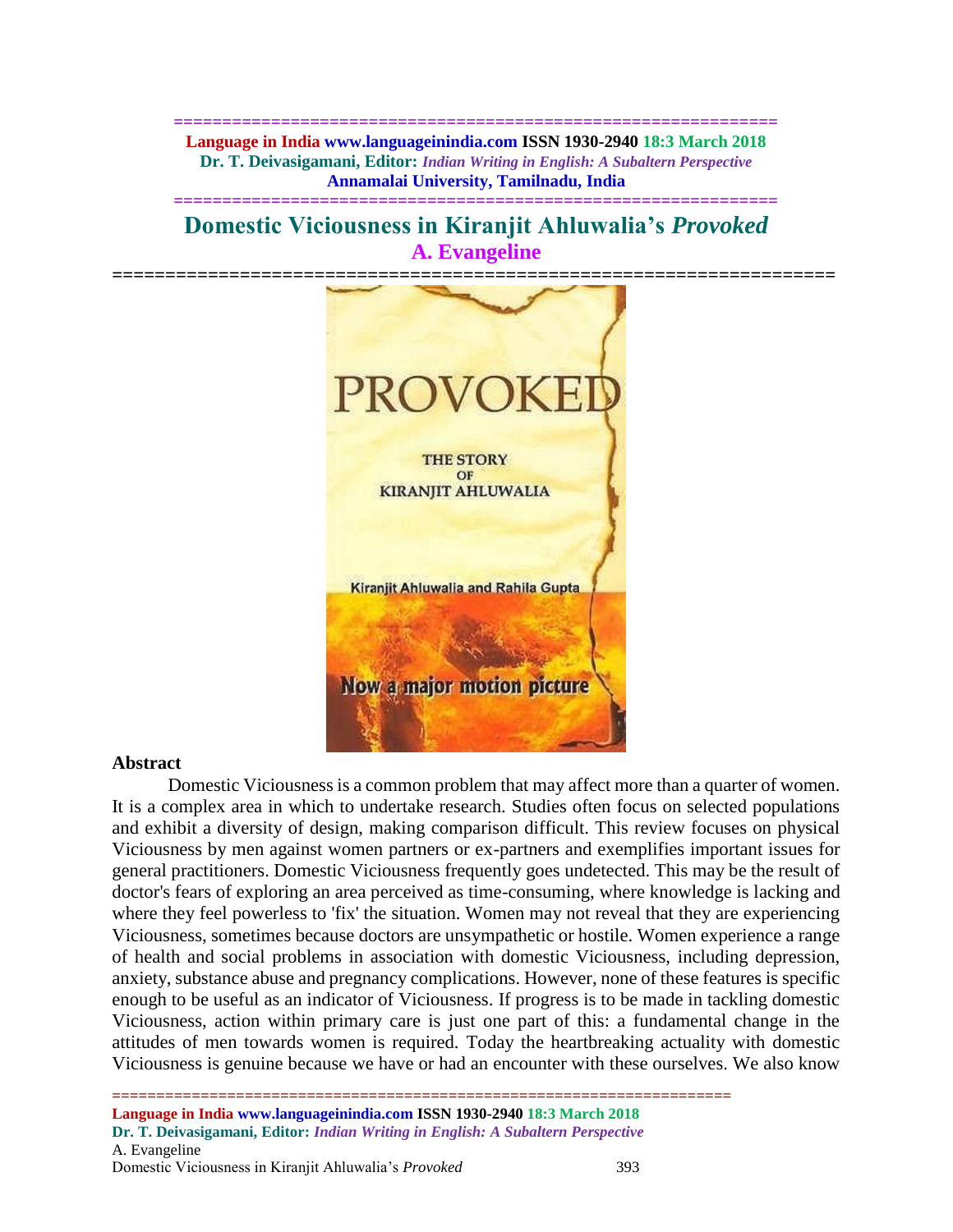# Domestic Viciousness in Kiranjit Ahluwalia's *Provoked*

**A. Evangeline**

## Abstract

Domestic Viciousness is a common problem that may affect more than a quarter of women. It is a complex area in which to undertake research. Studies often focus on selected populations and exhibit a diversity of design, making comparison difficult. This review focuses on physical Viciousness by men against women partners or ex-partners and exemplifies important issues for general practitioners. Domestic Viciousness frequently goes undetected. This may be the result of doctor's fears of exploring an area perceived as time-consuming, where knowledge is lacking and where they feel powerless to 'fix' the situation. Women may not reveal that they are experiencing Viciousness, sometimes because doctors are unsympathetic or hostile. Women experience a range of health and social problems in association with domestic Viciousness, including depression, anxiety, substance abuse and pregnancy complications. However, none of these features is specific enough to be useful as an indicator of Viciousness. If progress is to be made in tackling domestic Viciousness, action within primary care is just one part of this: a fundamental change in the attitudes of men towards women is required. Today the heartbreaking actuality with domestic Viciousness is genuine because we have or had an encounter with these ourselves. We also know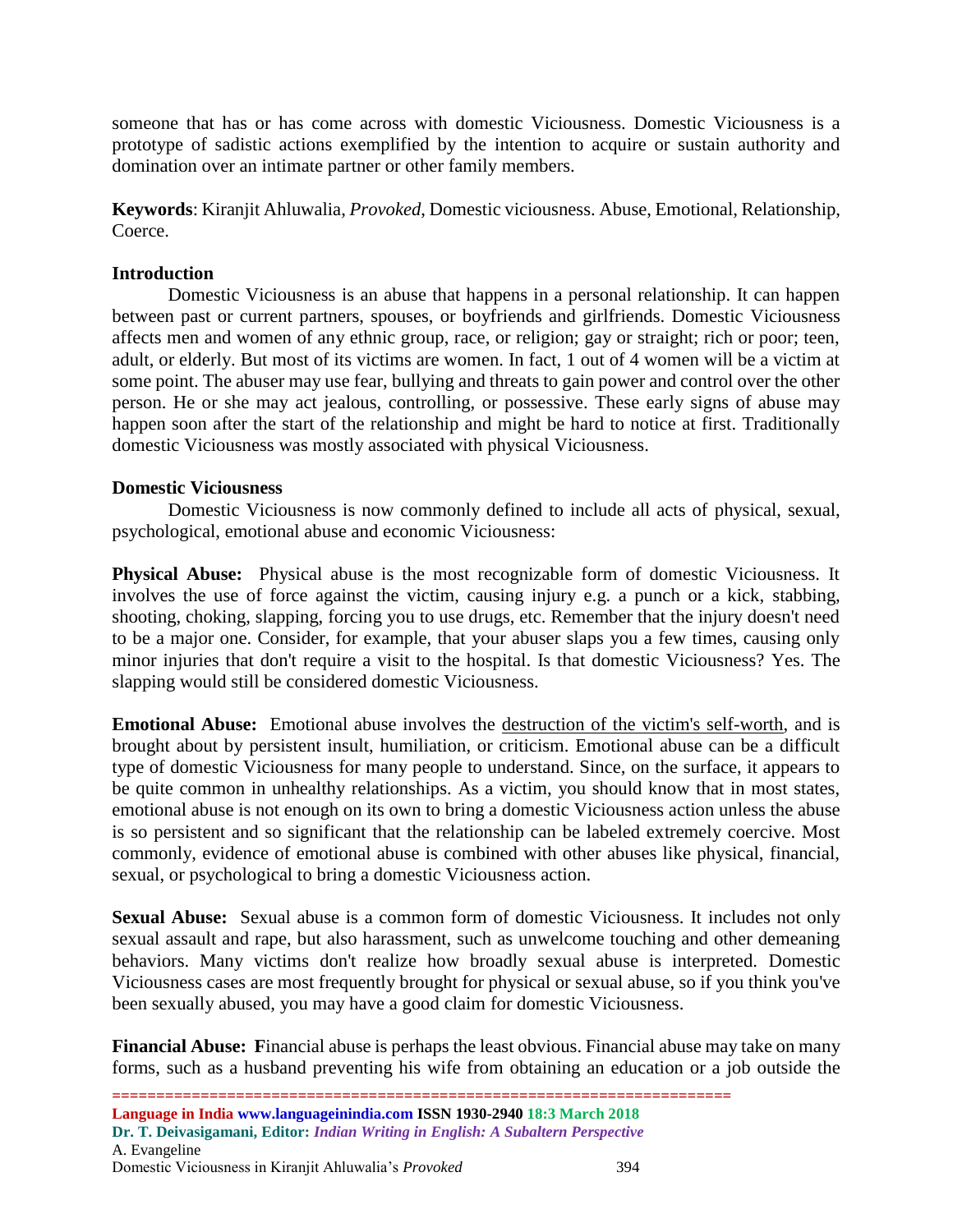someone that has or has come across with domestic Viciousness. Domestic Viciousness is a prototype of sadistic actions exemplified by the intention to acquire or sustain authority and domination over an intimate partner or other family members.

**Keywords**: Kiranjit Ahluwalia, *Provoked*, Domestic viciousness. Abuse, Emotional, Relationship, Coerce.

## Introduction

Domestic Viciousness is an abuse that happens in a personal relationship. It can happen between past or current partners, spouses, or boyfriends and girlfriends. Domestic Viciousness affects men and women of any ethnic group, race, or religion; gay or straight; rich or poor; teen, adult, or elderly. But most of its victims are women. In fact, 1 out of 4 women will be a victim at some point. The abuser may use fear, bullying and threats to gain power and control over the other person. He or she may act jealous, controlling, or possessive. These early signs of abuse may happen soon after the start of the relationship and might be hard to notice at first. Traditionally domestic Viciousness was mostly associated with physical Viciousness.

## Domestic Viciousness

Domestic Viciousness is now commonly defined to include all acts of physical, sexual, psychological, emotional abuse and economic Viciousness:

**Physical Abuse:** Physical abuse is the most recognizable form of domestic Viciousness. It involves the use of force against the victim, causing injury e.g. a punch or a kick, stabbing, shooting, choking, slapping, forcing you to use drugs, etc. Remember that the injury doesn't need to be a major one. Consider, for example, that your abuser slaps you a few times, causing only minor injuries that don't require a visit to the hospital. Is that domestic Viciousness? Yes. The slapping would still be considered domestic Viciousness.

**Emotional Abuse:** Emotional abuse involves the destruction of the victim's self-worth, and is brought about by persistent insult, humiliation, or criticism. Emotional abuse can be a difficult type of domestic Viciousness for many people to understand. Since, on the surface, it appears to be quite common in unhealthy relationships. As a victim, you should know that in most states, emotional abuse is not enough on its own to bring a domestic Viciousness action unless the abuse is so persistent and so significant that the relationship can be labeled extremely coercive. Most commonly, evidence of emotional abuse is combined with other abuses like physical, financial, sexual, or psychological to bring a domestic Viciousness action.

**Sexual Abuse:** Sexual abuse is a common form of domestic Viciousness. It includes not only sexual assault and rape, but also harassment, such as unwelcome touching and other demeaning behaviors. Many victims don't realize how broadly sexual abuse is interpreted. Domestic Viciousness cases are most frequently brought for physical or sexual abuse, so if you think you've been sexually abused, you may have a good claim for domestic Viciousness.

**Financial Abuse: F**inancial abuse is perhaps the least obvious. Financial abuse may take on many forms, such as a husband preventing his wife from obtaining an education or a job outside the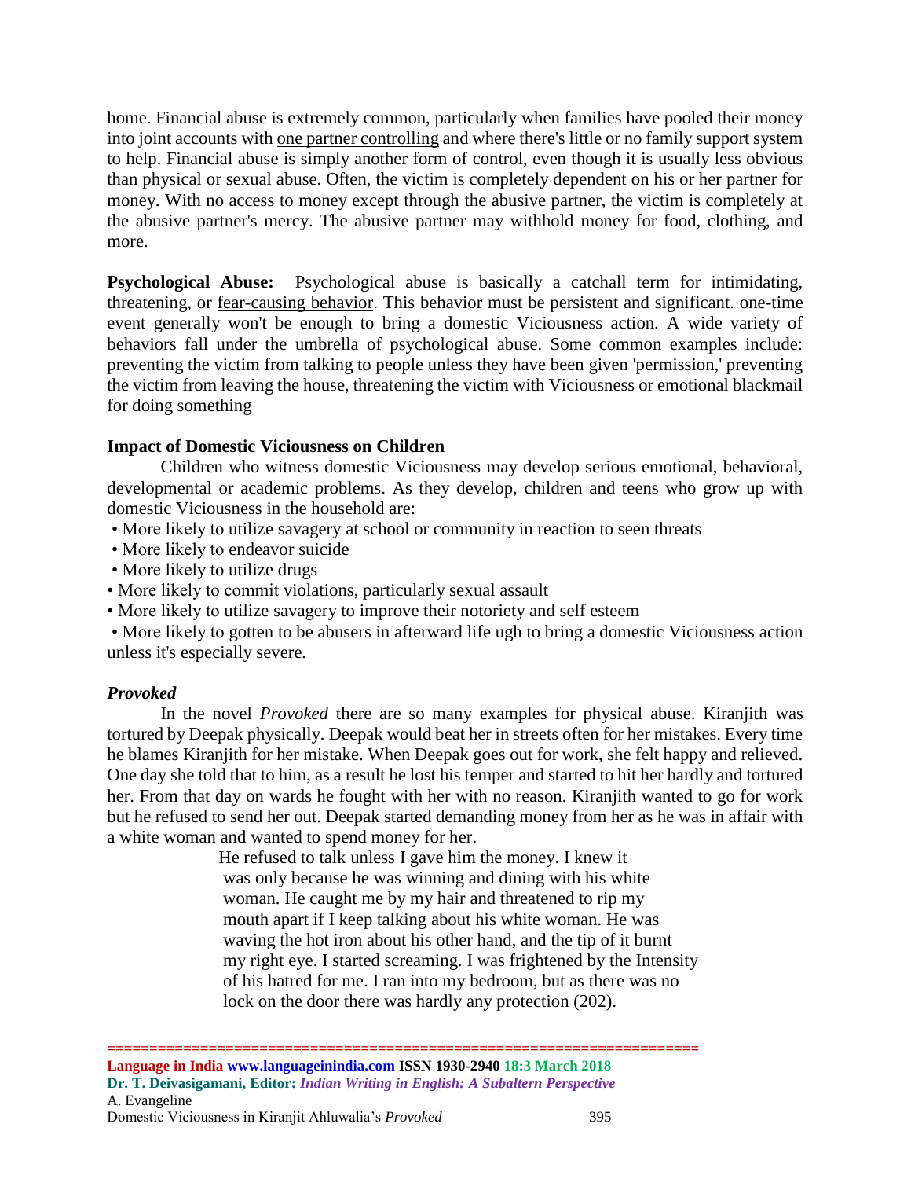home. Financial abuse is extremely common, particularly when families have pooled their money into joint accounts with one partner controlling and where there's little or no family support system to help. Financial abuse is simply another form of control, even though it is usually less obvious than physical or sexual abuse. Often, the victim is completely dependent on his or her partner for money. With no access to money except through the abusive partner, the victim is completely at the abusive partner's mercy. The abusive partner may withhold money for food, clothing, and more.

**Psychological Abuse:** Psychological abuse is basically a catchall term for intimidating, threatening, or fear-causing behavior. This behavior must be persistent and significant. one-time event generally won't be enough to bring a domestic Viciousness action. A wide variety of behaviors fall under the umbrella of psychological abuse. Some common examples include: preventing the victim from talking to people unless they have been given 'permission,' preventing the victim from leaving the house, threatening the victim with Viciousness or emotional blackmail for doing something

### Impact of Domestic Viciousness on Children

Children who witness domestic Viciousness may develop serious emotional, behavioral, developmental or academic problems. As they develop, children and teens who grow up with domestic Viciousness in the household are:

- More likely to utilize savagery at school or community in reaction to seen threats
- More likely to endeavor suicide
- More likely to utilize drugs
- More likely to commit violations, particularly sexual assault
- More likely to utilize savagery to improve their notoriety and self esteem
- More likely to gotten to be abusers in afterward life ugh to bring a domestic Viciousness action unless it's especially severe.

### *Provoked*

In the novel *Provoked* there are so many examples for physical abuse. Kiranjith was tortured by Deepak physically. Deepak would beat her in streets often for her mistakes. Every time he blames Kiranjith for her mistake. When Deepak goes out for work, she felt happy and relieved. One day she told that to him, as a result he lost his temper and started to hit her hardly and tortured her. From that day on wards he fought with her with no reason. Kiranjith wanted to go for work but he refused to send her out. Deepak started demanding money from her as he was in affair with a white woman and wanted to spend money for her.

> He refused to talk unless I gave him the money. I knew it was only because he was winning and dining with his white woman. He caught me by my hair and threatened to rip my mouth apart if I keep talking about his white woman. He was waving the hot iron about his other hand, and the tip of it burnt my right eye. I started screaming. I was frightened by the Intensity of his hatred for me. I ran into my bedroom, but as there was no lock on the door there was hardly any protection (202).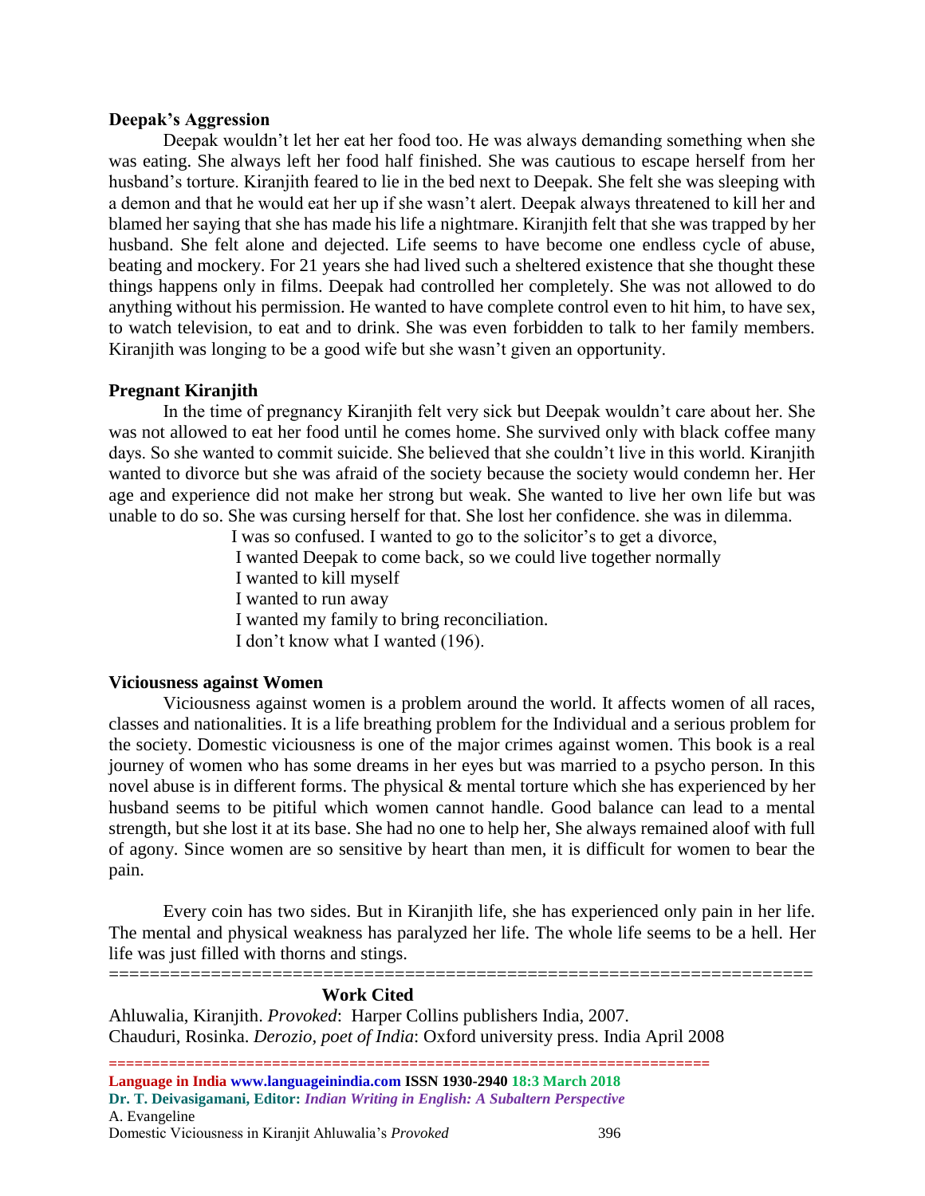**Deepak's Aggression**

Deepak wouldn't let her eat her food too. He was always demanding something when she was eating. She always left her food half finished. She was cautious to escape herself from her husband's torture. Kiranjith feared to lie in the bed next to Deepak. She felt she was sleeping with a demon and that he would eat her up if she wasn't alert. Deepak always threatened to kill her and blamed her saying that she has made his life a nightmare. Kiranjith felt that she was trapped by her husband. She felt alone and dejected. Life seems to have become one endless cycle of abuse, beating and mockery. For 21 years she had lived such a sheltered existence that she thought these things happens only in films. Deepak had controlled her completely. She was not allowed to do anything without his permission. He wanted to have complete control even to hit him, to have sex, to watch television, to eat and to drink. She was even forbidden to talk to her family members. Kiranjith was longing to be a good wife but she wasn't given an opportunity.

**Pregnant Kiranjith**

In the time of pregnancy Kiranjith felt very sick but Deepak wouldn't care about her. She was not allowed to eat her food until he comes home. She survived only with black coffee many days. So she wanted to commit suicide. She believed that she couldn't live in this world. Kiranjith wanted to divorce but she was afraid of the society because the society would condemn her. Her age and experience did not make her strong but weak. She wanted to live her own life but was unable to do so. She was cursing herself for that. She lost her confidence. she was in dilemma.

> I was so confused. I wanted to go to the solicitor's to get a divorce,
> I wanted Deepak to come back, so we could live together normally
> I wanted to kill myself
> I wanted to run away
> I wanted my family to bring reconciliation.
> I don't know what I wanted (196).

**Viciousness against Women**

Viciousness against women is a problem around the world. It affects women of all races, classes and nationalities. It is a life breathing problem for the Individual and a serious problem for the society. Domestic viciousness is one of the major crimes against women. This book is a real journey of women who has some dreams in her eyes but was married to a psycho person. In this novel abuse is in different forms. The physical & mental torture which she has experienced by her husband seems to be pitiful which women cannot handle. Good balance can lead to a mental strength, but she lost it at its base. She had no one to help her, She always remained aloof with full of agony. Since women are so sensitive by heart than men, it is difficult for women to bear the pain.

Every coin has two sides. But in Kiranjith life, she has experienced only pain in her life. The mental and physical weakness has paralyzed her life. The whole life seems to be a hell. Her life was just filled with thorns and stings.

---

**Work Cited**

Ahluwalia, Kiranjith. *Provoked*: Harper Collins publishers India, 2007.
Chauduri, Rosinka. *Derozio, poet of India*: Oxford university press. India April 2008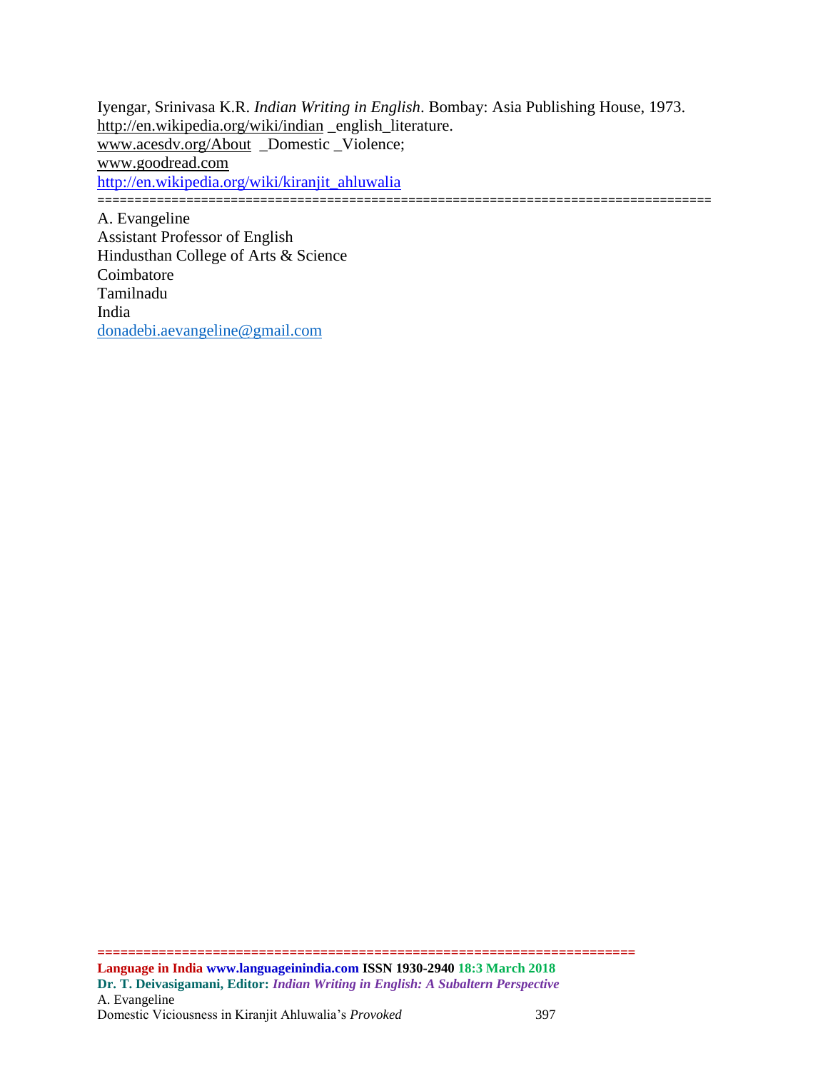Iyengar, Srinivasa K.R. *Indian Writing in English*. Bombay: Asia Publishing House, 1973.

http://en.wikipedia.org/wiki/indian _english_literature.

www.acesdv.org/About _Domestic _Violence;

www.goodread.com

http://en.wikipedia.org/wiki/kiranjit_ahluwalia

==================================================================================

A. Evangeline  
Assistant Professor of English  
Hindusthan College of Arts & Science  
Coimbatore  
Tamilnadu  
India  
donadebi.aevangeline@gmail.com